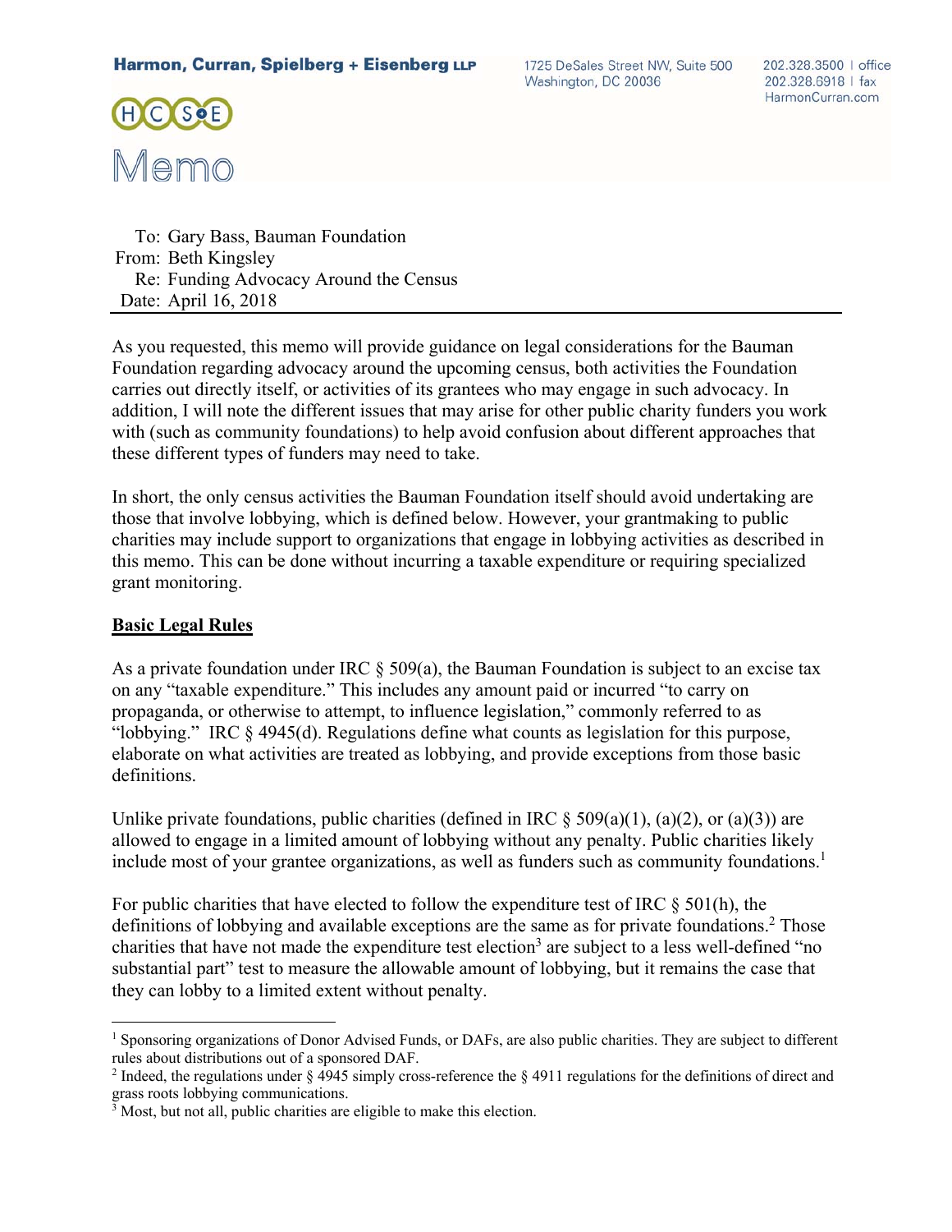**Harmon, Curran, Spielberg + Eisenberg LLP**

1725 DeSales Street NW, Suite 500
Washington, DC 20036

202.328.3500 | office
202.328.6918 | fax
HarmonCurran.com

# Memo

To: Gary Bass, Bauman Foundation
From: Beth Kingsley
Re: Funding Advocacy Around the Census
Date: April 16, 2018

---

As you requested, this memo will provide guidance on legal considerations for the Bauman Foundation regarding advocacy around the upcoming census, both activities the Foundation carries out directly itself, or activities of its grantees who may engage in such advocacy. In addition, I will note the different issues that may arise for other public charity funders you work with (such as community foundations) to help avoid confusion about different approaches that these different types of funders may need to take.

In short, the only census activities the Bauman Foundation itself should avoid undertaking are those that involve lobbying, which is defined below. However, your grantmaking to public charities may include support to organizations that engage in lobbying activities as described in this memo. This can be done without incurring a taxable expenditure or requiring specialized grant monitoring.

## Basic Legal Rules

As a private foundation under IRC § 509(a), the Bauman Foundation is subject to an excise tax on any "taxable expenditure." This includes any amount paid or incurred "to carry on propaganda, or otherwise to attempt, to influence legislation," commonly referred to as "lobbying." IRC § 4945(d). Regulations define what counts as legislation for this purpose, elaborate on what activities are treated as lobbying, and provide exceptions from those basic definitions.

Unlike private foundations, public charities (defined in IRC § 509(a)(1), (a)(2), or (a)(3)) are allowed to engage in a limited amount of lobbying without any penalty. Public charities likely include most of your grantee organizations, as well as funders such as community foundations.[1]

For public charities that have elected to follow the expenditure test of IRC § 501(h), the definitions of lobbying and available exceptions are the same as for private foundations.[2] Those charities that have not made the expenditure test election[3] are subject to a less well-defined "no substantial part" test to measure the allowable amount of lobbying, but it remains the case that they can lobby to a limited extent without penalty.

---

[1] Sponsoring organizations of Donor Advised Funds, or DAFs, are also public charities. They are subject to different rules about distributions out of a sponsored DAF.

[2] Indeed, the regulations under § 4945 simply cross-reference the § 4911 regulations for the definitions of direct and grass roots lobbying communications.

[3] Most, but not all, public charities are eligible to make this election.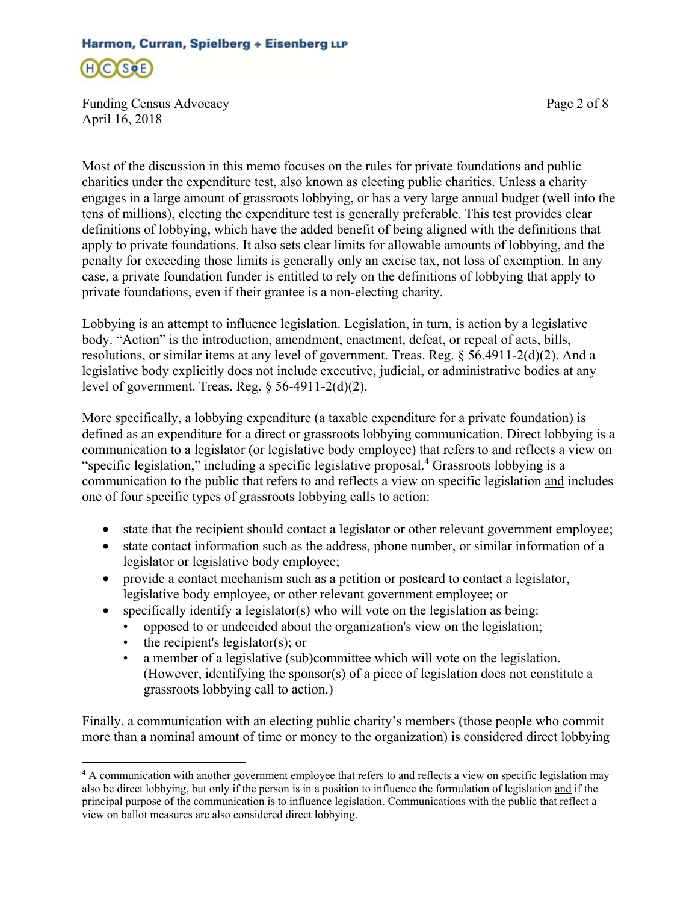Most of the discussion in this memo focuses on the rules for private foundations and public charities under the expenditure test, also known as electing public charities. Unless a charity engages in a large amount of grassroots lobbying, or has a very large annual budget (well into the tens of millions), electing the expenditure test is generally preferable. This test provides clear definitions of lobbying, which have the added benefit of being aligned with the definitions that apply to private foundations. It also sets clear limits for allowable amounts of lobbying, and the penalty for exceeding those limits is generally only an excise tax, not loss of exemption. In any case, a private foundation funder is entitled to rely on the definitions of lobbying that apply to private foundations, even if their grantee is a non-electing charity.

Lobbying is an attempt to influence legislation. Legislation, in turn, is action by a legislative body. "Action" is the introduction, amendment, enactment, defeat, or repeal of acts, bills, resolutions, or similar items at any level of government. Treas. Reg. § 56.4911-2(d)(2). And a legislative body explicitly does not include executive, judicial, or administrative bodies at any level of government. Treas. Reg. § 56-4911-2(d)(2).

More specifically, a lobbying expenditure (a taxable expenditure for a private foundation) is defined as an expenditure for a direct or grassroots lobbying communication. Direct lobbying is a communication to a legislator (or legislative body employee) that refers to and reflects a view on "specific legislation," including a specific legislative proposal.[4] Grassroots lobbying is a communication to the public that refers to and reflects a view on specific legislation and includes one of four specific types of grassroots lobbying calls to action:

- state that the recipient should contact a legislator or other relevant government employee;
- state contact information such as the address, phone number, or similar information of a legislator or legislative body employee;
- provide a contact mechanism such as a petition or postcard to contact a legislator, legislative body employee, or other relevant government employee; or
- specifically identify a legislator(s) who will vote on the legislation as being:
  - opposed to or undecided about the organization's view on the legislation;
  - the recipient's legislator(s); or
  - a member of a legislative (sub)committee which will vote on the legislation. (However, identifying the sponsor(s) of a piece of legislation does not constitute a grassroots lobbying call to action.)

Finally, a communication with an electing public charity's members (those people who commit more than a nominal amount of time or money to the organization) is considered direct lobbying

[4] A communication with another government employee that refers to and reflects a view on specific legislation may also be direct lobbying, but only if the person is in a position to influence the formulation of legislation and if the principal purpose of the communication is to influence legislation. Communications with the public that reflect a view on ballot measures are also considered direct lobbying.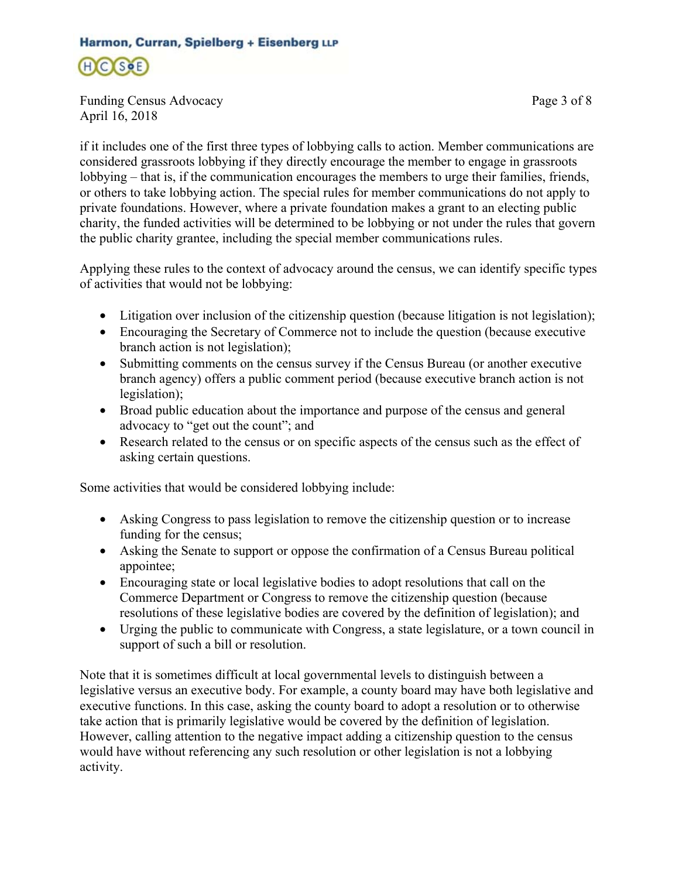if it includes one of the first three types of lobbying calls to action. Member communications are considered grassroots lobbying if they directly encourage the member to engage in grassroots lobbying – that is, if the communication encourages the members to urge their families, friends, or others to take lobbying action. The special rules for member communications do not apply to private foundations. However, where a private foundation makes a grant to an electing public charity, the funded activities will be determined to be lobbying or not under the rules that govern the public charity grantee, including the special member communications rules.

Applying these rules to the context of advocacy around the census, we can identify specific types of activities that would not be lobbying:

- Litigation over inclusion of the citizenship question (because litigation is not legislation);
- Encouraging the Secretary of Commerce not to include the question (because executive branch action is not legislation);
- Submitting comments on the census survey if the Census Bureau (or another executive branch agency) offers a public comment period (because executive branch action is not legislation);
- Broad public education about the importance and purpose of the census and general advocacy to "get out the count"; and
- Research related to the census or on specific aspects of the census such as the effect of asking certain questions.

Some activities that would be considered lobbying include:

- Asking Congress to pass legislation to remove the citizenship question or to increase funding for the census;
- Asking the Senate to support or oppose the confirmation of a Census Bureau political appointee;
- Encouraging state or local legislative bodies to adopt resolutions that call on the Commerce Department or Congress to remove the citizenship question (because resolutions of these legislative bodies are covered by the definition of legislation); and
- Urging the public to communicate with Congress, a state legislature, or a town council in support of such a bill or resolution.

Note that it is sometimes difficult at local governmental levels to distinguish between a legislative versus an executive body. For example, a county board may have both legislative and executive functions. In this case, asking the county board to adopt a resolution or to otherwise take action that is primarily legislative would be covered by the definition of legislation. However, calling attention to the negative impact adding a citizenship question to the census would have without referencing any such resolution or other legislation is not a lobbying activity.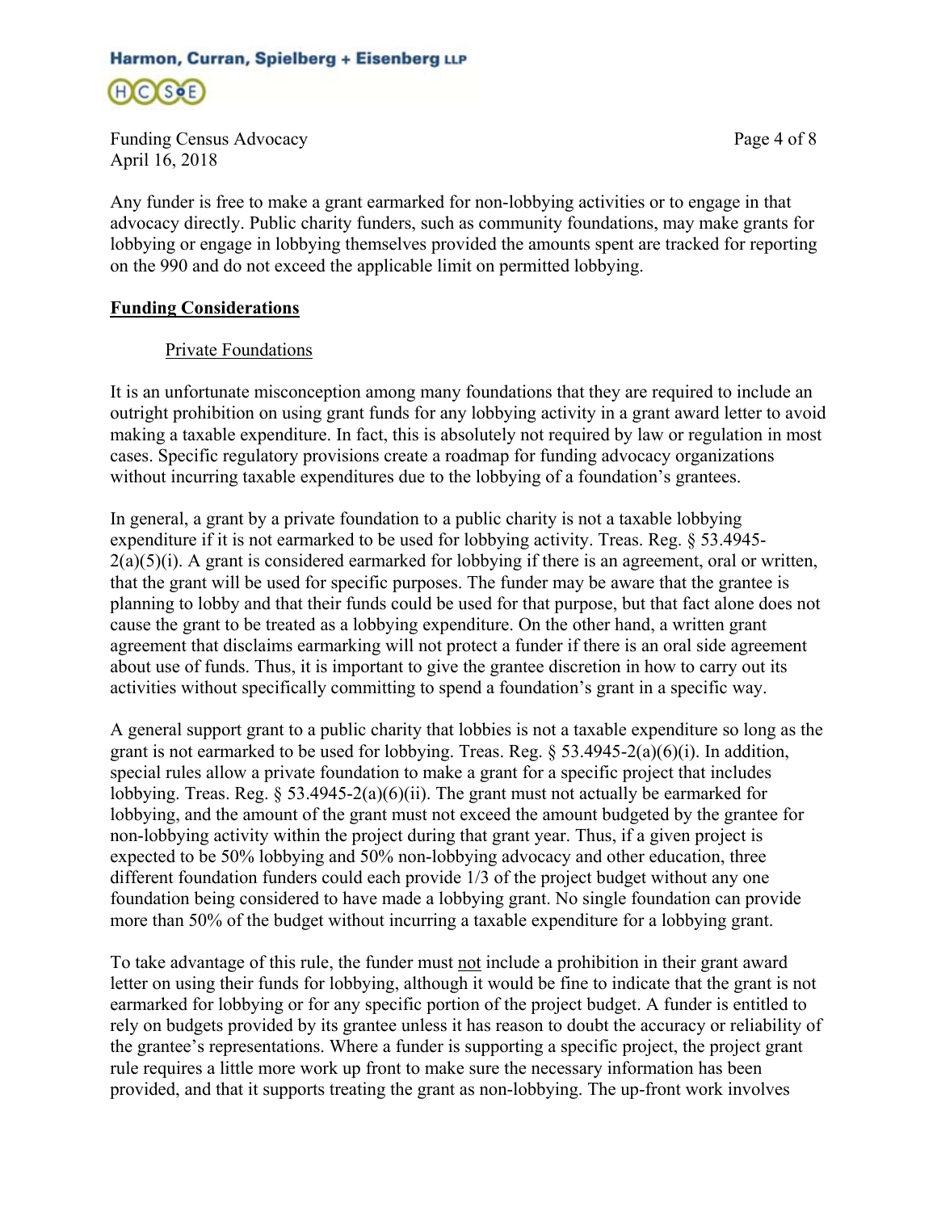Any funder is free to make a grant earmarked for non-lobbying activities or to engage in that advocacy directly. Public charity funders, such as community foundations, may make grants for lobbying or engage in lobbying themselves provided the amounts spent are tracked for reporting on the 990 and do not exceed the applicable limit on permitted lobbying.

## Funding Considerations

### Private Foundations

It is an unfortunate misconception among many foundations that they are required to include an outright prohibition on using grant funds for any lobbying activity in a grant award letter to avoid making a taxable expenditure. In fact, this is absolutely not required by law or regulation in most cases. Specific regulatory provisions create a roadmap for funding advocacy organizations without incurring taxable expenditures due to the lobbying of a foundation's grantees.

In general, a grant by a private foundation to a public charity is not a taxable lobbying expenditure if it is not earmarked to be used for lobbying activity. Treas. Reg. § 53.4945-2(a)(5)(i). A grant is considered earmarked for lobbying if there is an agreement, oral or written, that the grant will be used for specific purposes. The funder may be aware that the grantee is planning to lobby and that their funds could be used for that purpose, but that fact alone does not cause the grant to be treated as a lobbying expenditure. On the other hand, a written grant agreement that disclaims earmarking will not protect a funder if there is an oral side agreement about use of funds. Thus, it is important to give the grantee discretion in how to carry out its activities without specifically committing to spend a foundation's grant in a specific way.

A general support grant to a public charity that lobbies is not a taxable expenditure so long as the grant is not earmarked to be used for lobbying. Treas. Reg. § 53.4945-2(a)(6)(i). In addition, special rules allow a private foundation to make a grant for a specific project that includes lobbying. Treas. Reg. § 53.4945-2(a)(6)(ii). The grant must not actually be earmarked for lobbying, and the amount of the grant must not exceed the amount budgeted by the grantee for non-lobbying activity within the project during that grant year. Thus, if a given project is expected to be 50% lobbying and 50% non-lobbying advocacy and other education, three different foundation funders could each provide 1/3 of the project budget without any one foundation being considered to have made a lobbying grant. No single foundation can provide more than 50% of the budget without incurring a taxable expenditure for a lobbying grant.

To take advantage of this rule, the funder must not include a prohibition in their grant award letter on using their funds for lobbying, although it would be fine to indicate that the grant is not earmarked for lobbying or for any specific portion of the project budget. A funder is entitled to rely on budgets provided by its grantee unless it has reason to doubt the accuracy or reliability of the grantee's representations. Where a funder is supporting a specific project, the project grant rule requires a little more work up front to make sure the necessary information has been provided, and that it supports treating the grant as non-lobbying. The up-front work involves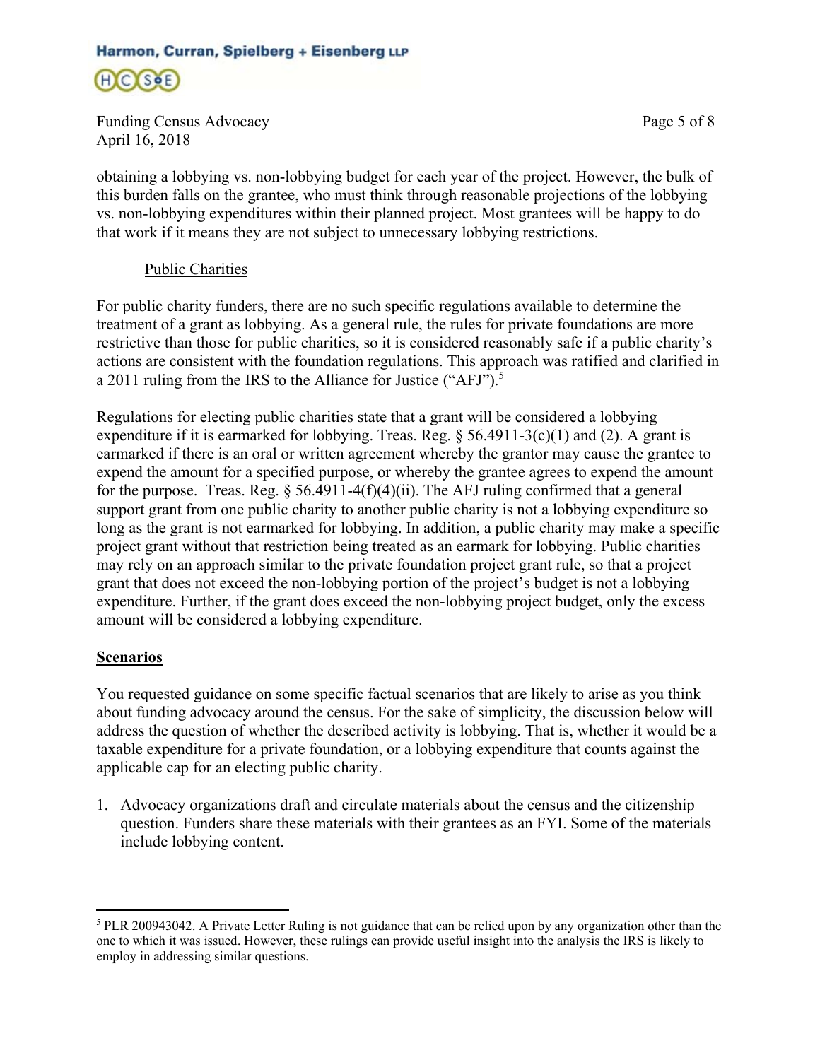obtaining a lobbying vs. non-lobbying budget for each year of the project. However, the bulk of this burden falls on the grantee, who must think through reasonable projections of the lobbying vs. non-lobbying expenditures within their planned project. Most grantees will be happy to do that work if it means they are not subject to unnecessary lobbying restrictions.

Public Charities

For public charity funders, there are no such specific regulations available to determine the treatment of a grant as lobbying. As a general rule, the rules for private foundations are more restrictive than those for public charities, so it is considered reasonably safe if a public charity's actions are consistent with the foundation regulations. This approach was ratified and clarified in a 2011 ruling from the IRS to the Alliance for Justice ("AFJ").[5]

Regulations for electing public charities state that a grant will be considered a lobbying expenditure if it is earmarked for lobbying. Treas. Reg. § 56.4911-3(c)(1) and (2). A grant is earmarked if there is an oral or written agreement whereby the grantor may cause the grantee to expend the amount for a specified purpose, or whereby the grantee agrees to expend the amount for the purpose. Treas. Reg. § 56.4911-4(f)(4)(ii). The AFJ ruling confirmed that a general support grant from one public charity to another public charity is not a lobbying expenditure so long as the grant is not earmarked for lobbying. In addition, a public charity may make a specific project grant without that restriction being treated as an earmark for lobbying. Public charities may rely on an approach similar to the private foundation project grant rule, so that a project grant that does not exceed the non-lobbying portion of the project's budget is not a lobbying expenditure. Further, if the grant does exceed the non-lobbying project budget, only the excess amount will be considered a lobbying expenditure.

## Scenarios

You requested guidance on some specific factual scenarios that are likely to arise as you think about funding advocacy around the census. For the sake of simplicity, the discussion below will address the question of whether the described activity is lobbying. That is, whether it would be a taxable expenditure for a private foundation, or a lobbying expenditure that counts against the applicable cap for an electing public charity.

1. Advocacy organizations draft and circulate materials about the census and the citizenship question. Funders share these materials with their grantees as an FYI. Some of the materials include lobbying content.

---

[5] PLR 200943042. A Private Letter Ruling is not guidance that can be relied upon by any organization other than the one to which it was issued. However, these rulings can provide useful insight into the analysis the IRS is likely to employ in addressing similar questions.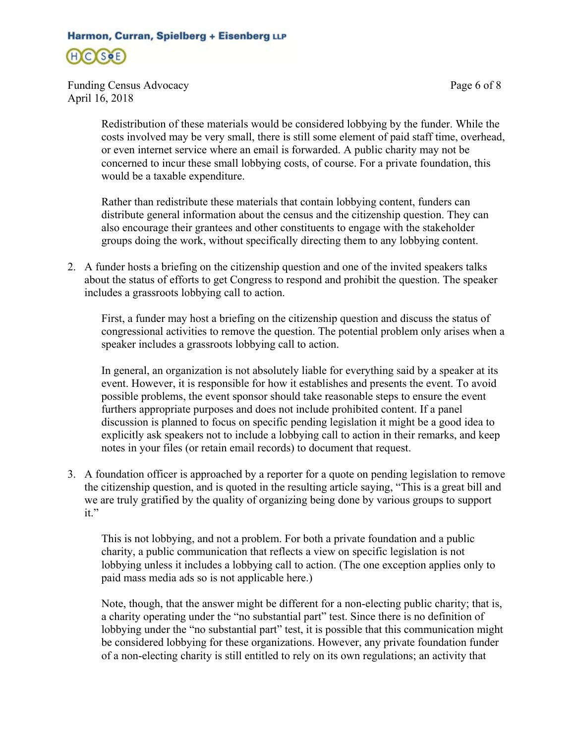Redistribution of these materials would be considered lobbying by the funder. While the costs involved may be very small, there is still some element of paid staff time, overhead, or even internet service where an email is forwarded. A public charity may not be concerned to incur these small lobbying costs, of course. For a private foundation, this would be a taxable expenditure.

Rather than redistribute these materials that contain lobbying content, funders can distribute general information about the census and the citizenship question. They can also encourage their grantees and other constituents to engage with the stakeholder groups doing the work, without specifically directing them to any lobbying content.

2. A funder hosts a briefing on the citizenship question and one of the invited speakers talks about the status of efforts to get Congress to respond and prohibit the question. The speaker includes a grassroots lobbying call to action.

   First, a funder may host a briefing on the citizenship question and discuss the status of congressional activities to remove the question. The potential problem only arises when a speaker includes a grassroots lobbying call to action.

   In general, an organization is not absolutely liable for everything said by a speaker at its event. However, it is responsible for how it establishes and presents the event. To avoid possible problems, the event sponsor should take reasonable steps to ensure the event furthers appropriate purposes and does not include prohibited content. If a panel discussion is planned to focus on specific pending legislation it might be a good idea to explicitly ask speakers not to include a lobbying call to action in their remarks, and keep notes in your files (or retain email records) to document that request.

3. A foundation officer is approached by a reporter for a quote on pending legislation to remove the citizenship question, and is quoted in the resulting article saying, "This is a great bill and we are truly gratified by the quality of organizing being done by various groups to support it."

   This is not lobbying, and not a problem. For both a private foundation and a public charity, a public communication that reflects a view on specific legislation is not lobbying unless it includes a lobbying call to action. (The one exception applies only to paid mass media ads so is not applicable here.)

   Note, though, that the answer might be different for a non-electing public charity; that is, a charity operating under the "no substantial part" test. Since there is no definition of lobbying under the "no substantial part" test, it is possible that this communication might be considered lobbying for these organizations. However, any private foundation funder of a non-electing charity is still entitled to rely on its own regulations; an activity that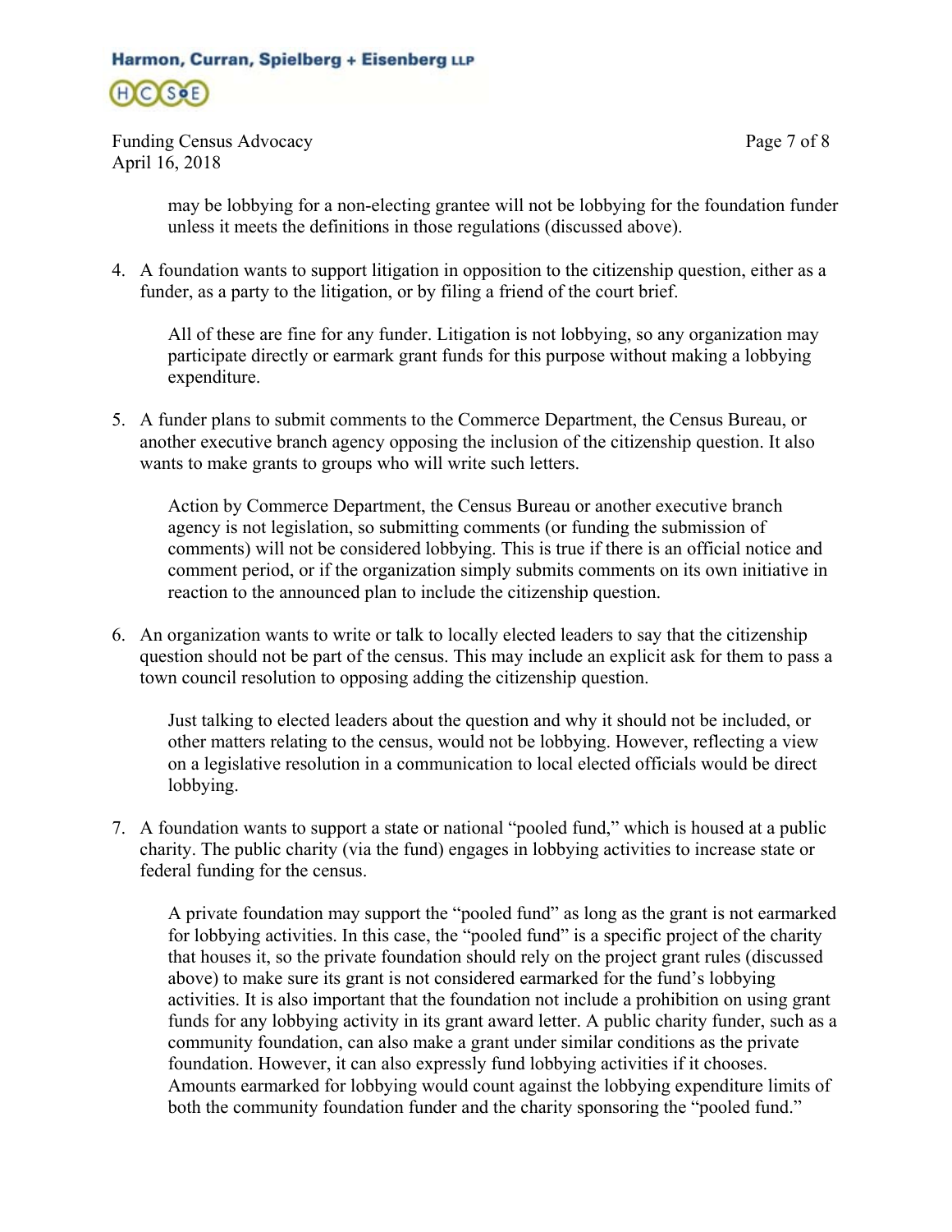may be lobbying for a non-electing grantee will not be lobbying for the foundation funder unless it meets the definitions in those regulations (discussed above).

4. A foundation wants to support litigation in opposition to the citizenship question, either as a funder, as a party to the litigation, or by filing a friend of the court brief.

   All of these are fine for any funder. Litigation is not lobbying, so any organization may participate directly or earmark grant funds for this purpose without making a lobbying expenditure.

5. A funder plans to submit comments to the Commerce Department, the Census Bureau, or another executive branch agency opposing the inclusion of the citizenship question. It also wants to make grants to groups who will write such letters.

   Action by Commerce Department, the Census Bureau or another executive branch agency is not legislation, so submitting comments (or funding the submission of comments) will not be considered lobbying. This is true if there is an official notice and comment period, or if the organization simply submits comments on its own initiative in reaction to the announced plan to include the citizenship question.

6. An organization wants to write or talk to locally elected leaders to say that the citizenship question should not be part of the census. This may include an explicit ask for them to pass a town council resolution to opposing adding the citizenship question.

   Just talking to elected leaders about the question and why it should not be included, or other matters relating to the census, would not be lobbying. However, reflecting a view on a legislative resolution in a communication to local elected officials would be direct lobbying.

7. A foundation wants to support a state or national "pooled fund," which is housed at a public charity. The public charity (via the fund) engages in lobbying activities to increase state or federal funding for the census.

   A private foundation may support the "pooled fund" as long as the grant is not earmarked for lobbying activities. In this case, the "pooled fund" is a specific project of the charity that houses it, so the private foundation should rely on the project grant rules (discussed above) to make sure its grant is not considered earmarked for the fund's lobbying activities. It is also important that the foundation not include a prohibition on using grant funds for any lobbying activity in its grant award letter. A public charity funder, such as a community foundation, can also make a grant under similar conditions as the private foundation. However, it can also expressly fund lobbying activities if it chooses. Amounts earmarked for lobbying would count against the lobbying expenditure limits of both the community foundation funder and the charity sponsoring the "pooled fund."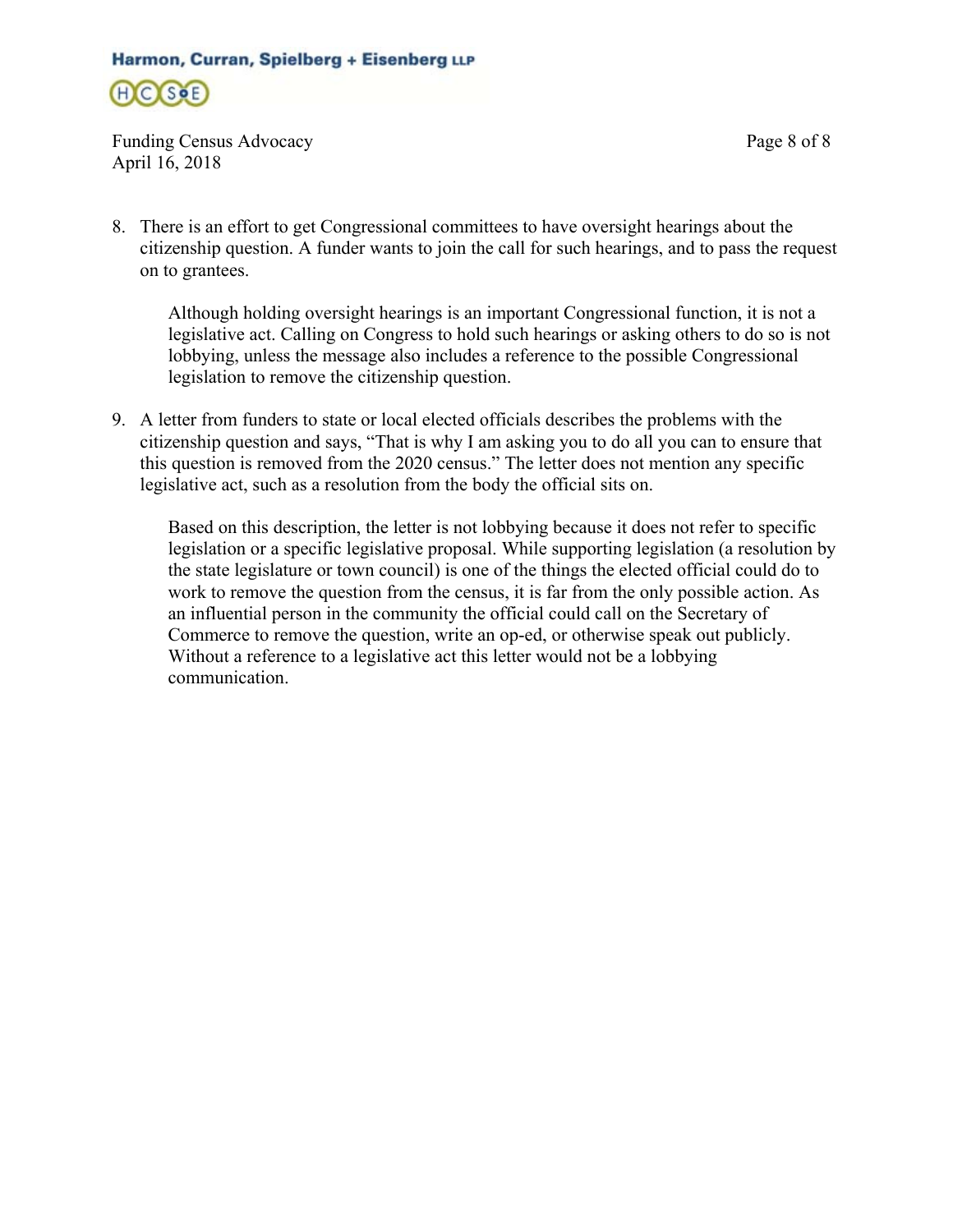8. There is an effort to get Congressional committees to have oversight hearings about the citizenship question. A funder wants to join the call for such hearings, and to pass the request on to grantees.

   Although holding oversight hearings is an important Congressional function, it is not a legislative act. Calling on Congress to hold such hearings or asking others to do so is not lobbying, unless the message also includes a reference to the possible Congressional legislation to remove the citizenship question.

9. A letter from funders to state or local elected officials describes the problems with the citizenship question and says, "That is why I am asking you to do all you can to ensure that this question is removed from the 2020 census." The letter does not mention any specific legislative act, such as a resolution from the body the official sits on.

   Based on this description, the letter is not lobbying because it does not refer to specific legislation or a specific legislative proposal. While supporting legislation (a resolution by the state legislature or town council) is one of the things the elected official could do to work to remove the question from the census, it is far from the only possible action. As an influential person in the community the official could call on the Secretary of Commerce to remove the question, write an op-ed, or otherwise speak out publicly. Without a reference to a legislative act this letter would not be a lobbying communication.